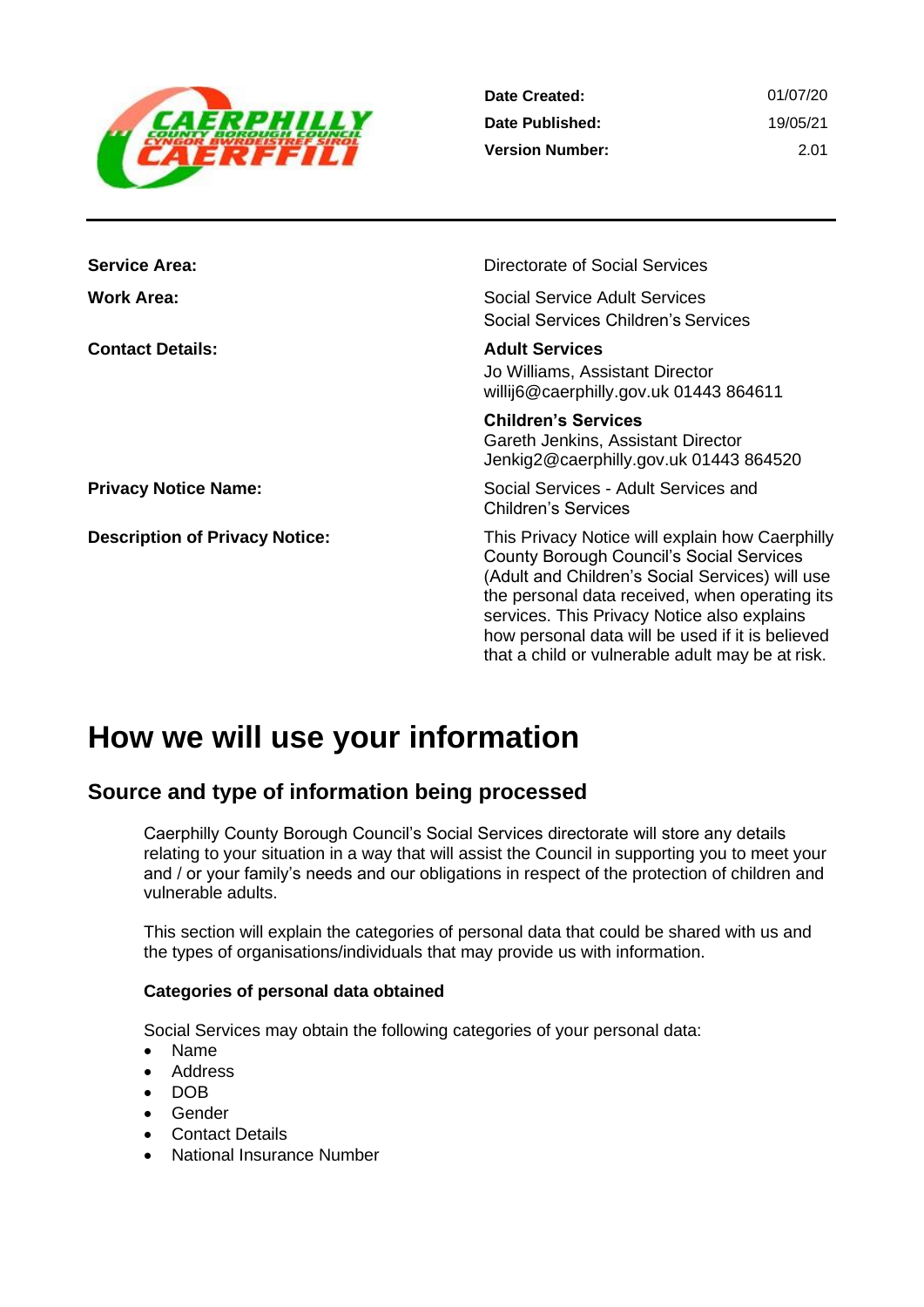| | |
|---|---|
| **Date Created:** | 01/07/20 |
| **Date Published:** | 19/05/21 |
| **Version Number:** | 2.01 |

| | |
|---|---|
| **Service Area:** | Directorate of Social Services |
| **Work Area:** | Social Service Adult Services<br>Social Services Children's Services |
| **Contact Details:** | **Adult Services**<br>Jo Williams, Assistant Director<br>willij6@caerphilly.gov.uk 01443 864611<br><br>**Children's Services**<br>Gareth Jenkins, Assistant Director<br>Jenkig2@caerphilly.gov.uk 01443 864520 |
| **Privacy Notice Name:** | Social Services - Adult Services and Children's Services |
| **Description of Privacy Notice:** | This Privacy Notice will explain how Caerphilly County Borough Council's Social Services (Adult and Children's Social Services) will use the personal data received, when operating its services. This Privacy Notice also explains how personal data will be used if it is believed that a child or vulnerable adult may be at risk. |

# How we will use your information

## Source and type of information being processed

Caerphilly County Borough Council's Social Services directorate will store any details relating to your situation in a way that will assist the Council in supporting you to meet your and / or your family's needs and our obligations in respect of the protection of children and vulnerable adults.

This section will explain the categories of personal data that could be shared with us and the types of organisations/individuals that may provide us with information.

**Categories of personal data obtained**

Social Services may obtain the following categories of your personal data:

- Name
- Address
- DOB
- Gender
- Contact Details
- National Insurance Number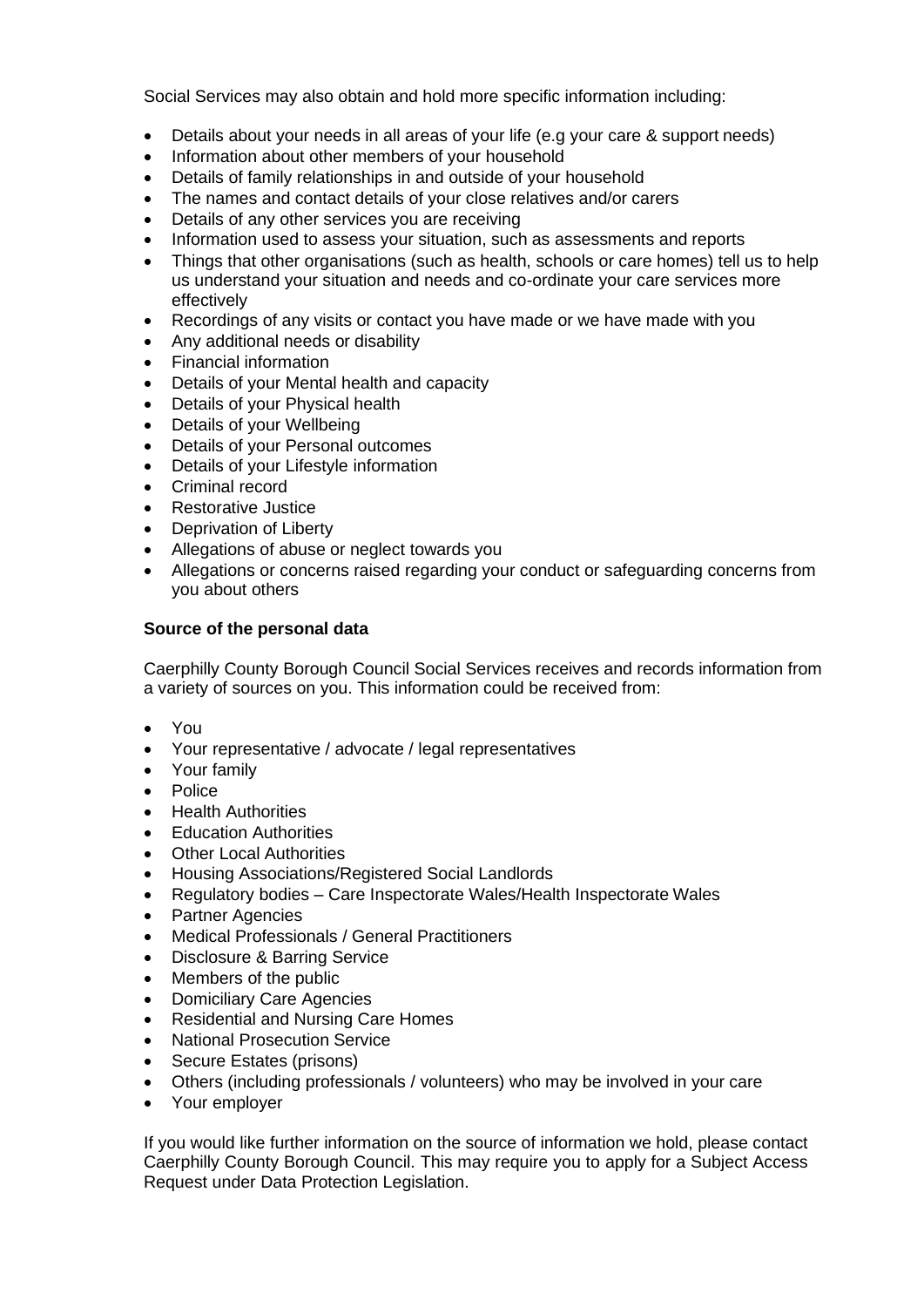Social Services may also obtain and hold more specific information including:

- Details about your needs in all areas of your life (e.g your care & support needs)
- Information about other members of your household
- Details of family relationships in and outside of your household
- The names and contact details of your close relatives and/or carers
- Details of any other services you are receiving
- Information used to assess your situation, such as assessments and reports
- Things that other organisations (such as health, schools or care homes) tell us to help us understand your situation and needs and co-ordinate your care services more effectively
- Recordings of any visits or contact you have made or we have made with you
- Any additional needs or disability
- Financial information
- Details of your Mental health and capacity
- Details of your Physical health
- Details of your Wellbeing
- Details of your Personal outcomes
- Details of your Lifestyle information
- Criminal record
- Restorative Justice
- Deprivation of Liberty
- Allegations of abuse or neglect towards you
- Allegations or concerns raised regarding your conduct or safeguarding concerns from you about others

**Source of the personal data**

Caerphilly County Borough Council Social Services receives and records information from a variety of sources on you. This information could be received from:

- You
- Your representative / advocate / legal representatives
- Your family
- Police
- Health Authorities
- Education Authorities
- Other Local Authorities
- Housing Associations/Registered Social Landlords
- Regulatory bodies – Care Inspectorate Wales/Health Inspectorate Wales
- Partner Agencies
- Medical Professionals / General Practitioners
- Disclosure & Barring Service
- Members of the public
- Domiciliary Care Agencies
- Residential and Nursing Care Homes
- National Prosecution Service
- Secure Estates (prisons)
- Others (including professionals / volunteers) who may be involved in your care
- Your employer

If you would like further information on the source of information we hold, please contact Caerphilly County Borough Council. This may require you to apply for a Subject Access Request under Data Protection Legislation.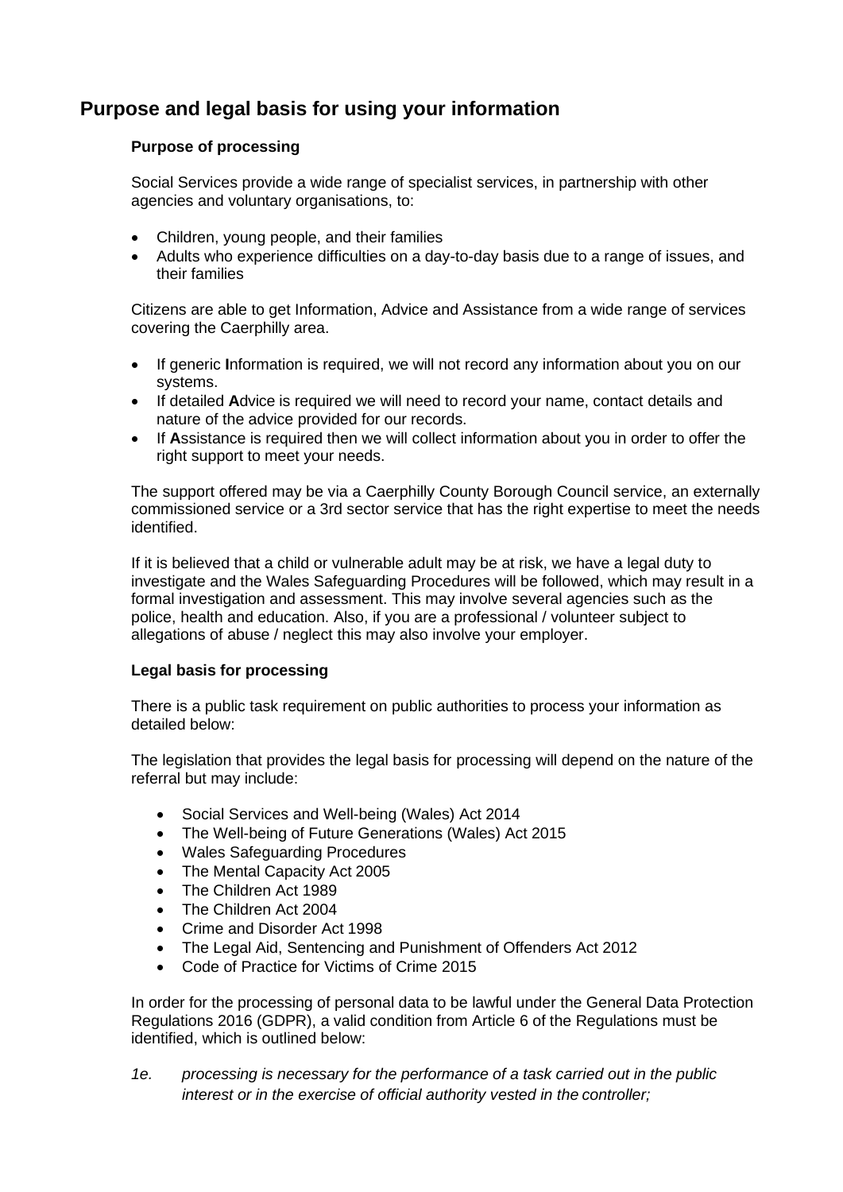## Purpose and legal basis for using your information

### Purpose of processing

Social Services provide a wide range of specialist services, in partnership with other agencies and voluntary organisations, to:

- Children, young people, and their families
- Adults who experience difficulties on a day-to-day basis due to a range of issues, and their families

Citizens are able to get Information, Advice and Assistance from a wide range of services covering the Caerphilly area.

- If generic **I**nformation is required, we will not record any information about you on our systems.
- If detailed **A**dvice is required we will need to record your name, contact details and nature of the advice provided for our records.
- If **A**ssistance is required then we will collect information about you in order to offer the right support to meet your needs.

The support offered may be via a Caerphilly County Borough Council service, an externally commissioned service or a 3rd sector service that has the right expertise to meet the needs identified.

If it is believed that a child or vulnerable adult may be at risk, we have a legal duty to investigate and the Wales Safeguarding Procedures will be followed, which may result in a formal investigation and assessment. This may involve several agencies such as the police, health and education. Also, if you are a professional / volunteer subject to allegations of abuse / neglect this may also involve your employer.

### Legal basis for processing

There is a public task requirement on public authorities to process your information as detailed below:

The legislation that provides the legal basis for processing will depend on the nature of the referral but may include:

- Social Services and Well-being (Wales) Act 2014
- The Well-being of Future Generations (Wales) Act 2015
- Wales Safeguarding Procedures
- The Mental Capacity Act 2005
- The Children Act 1989
- The Children Act 2004
- Crime and Disorder Act 1998
- The Legal Aid, Sentencing and Punishment of Offenders Act 2012
- Code of Practice for Victims of Crime 2015

In order for the processing of personal data to be lawful under the General Data Protection Regulations 2016 (GDPR), a valid condition from Article 6 of the Regulations must be identified, which is outlined below:

*1e. processing is necessary for the performance of a task carried out in the public interest or in the exercise of official authority vested in the controller;*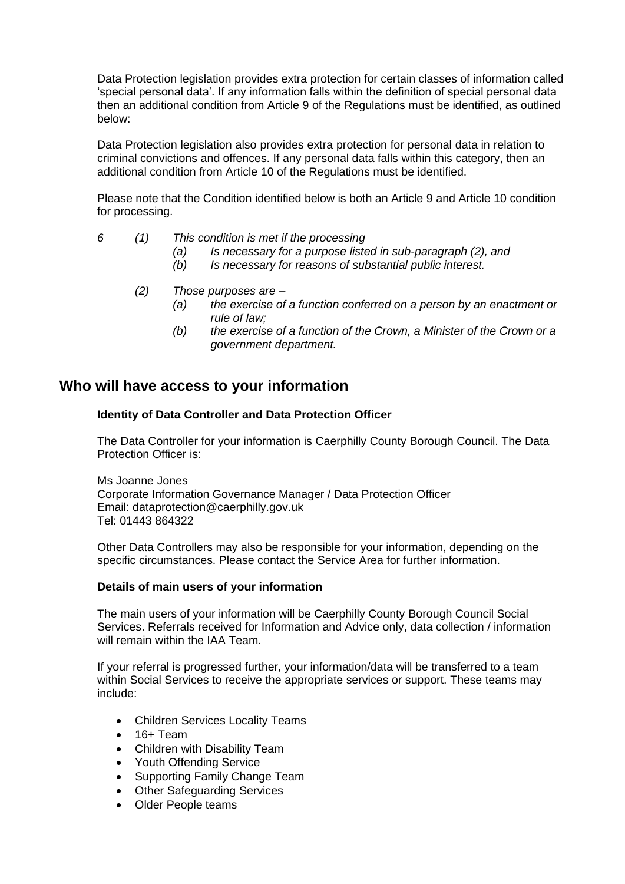Data Protection legislation provides extra protection for certain classes of information called 'special personal data'. If any information falls within the definition of special personal data then an additional condition from Article 9 of the Regulations must be identified, as outlined below:

Data Protection legislation also provides extra protection for personal data in relation to criminal convictions and offences. If any personal data falls within this category, then an additional condition from Article 10 of the Regulations must be identified.

Please note that the Condition identified below is both an Article 9 and Article 10 condition for processing.

*6 (1) This condition is met if the processing*

- *(a) Is necessary for a purpose listed in sub-paragraph (2), and*
- *(b) Is necessary for reasons of substantial public interest.*

*(2) Those purposes are –*

- *(a) the exercise of a function conferred on a person by an enactment or rule of law;*
- *(b) the exercise of a function of the Crown, a Minister of the Crown or a government department.*

## Who will have access to your information

**Identity of Data Controller and Data Protection Officer**

The Data Controller for your information is Caerphilly County Borough Council. The Data Protection Officer is:

Ms Joanne Jones
Corporate Information Governance Manager / Data Protection Officer
Email: dataprotection@caerphilly.gov.uk
Tel: 01443 864322

Other Data Controllers may also be responsible for your information, depending on the specific circumstances. Please contact the Service Area for further information.

**Details of main users of your information**

The main users of your information will be Caerphilly County Borough Council Social Services. Referrals received for Information and Advice only, data collection / information will remain within the IAA Team.

If your referral is progressed further, your information/data will be transferred to a team within Social Services to receive the appropriate services or support. These teams may include:

- Children Services Locality Teams
- 16+ Team
- Children with Disability Team
- Youth Offending Service
- Supporting Family Change Team
- Other Safeguarding Services
- Older People teams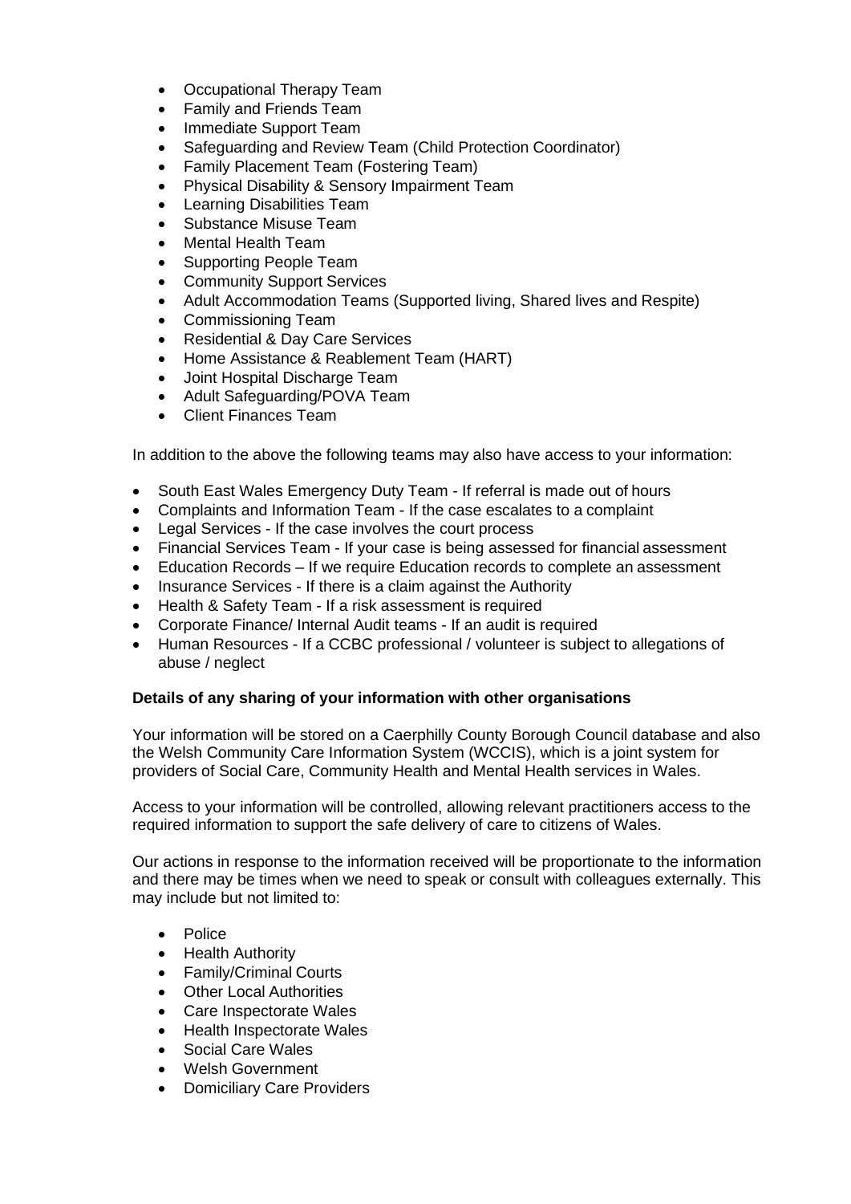- Occupational Therapy Team
- Family and Friends Team
- Immediate Support Team
- Safeguarding and Review Team (Child Protection Coordinator)
- Family Placement Team (Fostering Team)
- Physical Disability & Sensory Impairment Team
- Learning Disabilities Team
- Substance Misuse Team
- Mental Health Team
- Supporting People Team
- Community Support Services
- Adult Accommodation Teams (Supported living, Shared lives and Respite)
- Commissioning Team
- Residential & Day Care Services
- Home Assistance & Reablement Team (HART)
- Joint Hospital Discharge Team
- Adult Safeguarding/POVA Team
- Client Finances Team

In addition to the above the following teams may also have access to your information:

- South East Wales Emergency Duty Team - If referral is made out of hours
- Complaints and Information Team - If the case escalates to a complaint
- Legal Services - If the case involves the court process
- Financial Services Team - If your case is being assessed for financial assessment
- Education Records – If we require Education records to complete an assessment
- Insurance Services - If there is a claim against the Authority
- Health & Safety Team - If a risk assessment is required
- Corporate Finance/ Internal Audit teams - If an audit is required
- Human Resources - If a CCBC professional / volunteer is subject to allegations of abuse / neglect

**Details of any sharing of your information with other organisations**

Your information will be stored on a Caerphilly County Borough Council database and also the Welsh Community Care Information System (WCCIS), which is a joint system for providers of Social Care, Community Health and Mental Health services in Wales.

Access to your information will be controlled, allowing relevant practitioners access to the required information to support the safe delivery of care to citizens of Wales.

Our actions in response to the information received will be proportionate to the information and there may be times when we need to speak or consult with colleagues externally. This may include but not limited to:

- Police
- Health Authority
- Family/Criminal Courts
- Other Local Authorities
- Care Inspectorate Wales
- Health Inspectorate Wales
- Social Care Wales
- Welsh Government
- Domiciliary Care Providers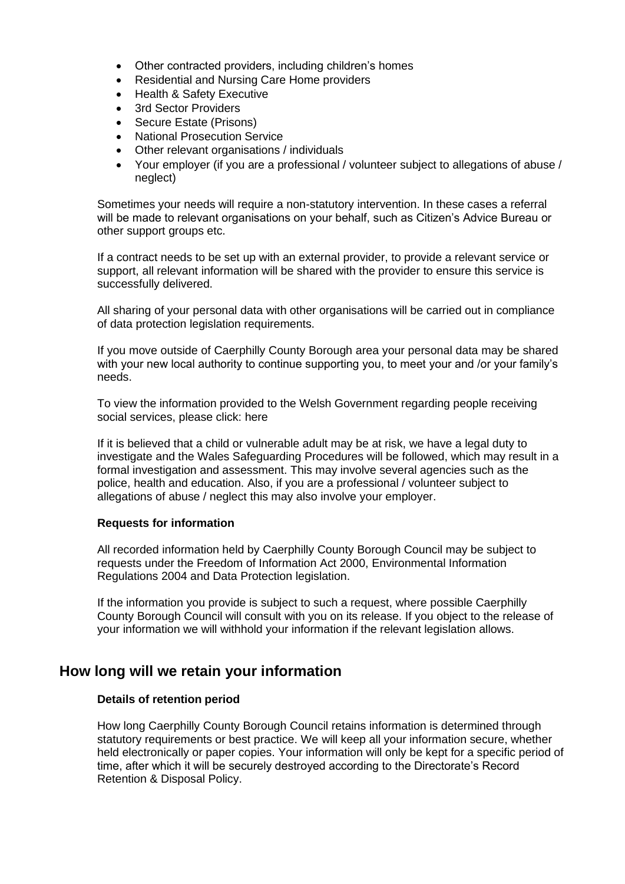- Other contracted providers, including children's homes
- Residential and Nursing Care Home providers
- Health & Safety Executive
- 3rd Sector Providers
- Secure Estate (Prisons)
- National Prosecution Service
- Other relevant organisations / individuals
- Your employer (if you are a professional / volunteer subject to allegations of abuse / neglect)

Sometimes your needs will require a non-statutory intervention. In these cases a referral will be made to relevant organisations on your behalf, such as Citizen's Advice Bureau or other support groups etc.

If a contract needs to be set up with an external provider, to provide a relevant service or support, all relevant information will be shared with the provider to ensure this service is successfully delivered.

All sharing of your personal data with other organisations will be carried out in compliance of data protection legislation requirements.

If you move outside of Caerphilly County Borough area your personal data may be shared with your new local authority to continue supporting you, to meet your and /or your family's needs.

To view the information provided to the Welsh Government regarding people receiving social services, please click: here

If it is believed that a child or vulnerable adult may be at risk, we have a legal duty to investigate and the Wales Safeguarding Procedures will be followed, which may result in a formal investigation and assessment. This may involve several agencies such as the police, health and education. Also, if you are a professional / volunteer subject to allegations of abuse / neglect this may also involve your employer.

**Requests for information**

All recorded information held by Caerphilly County Borough Council may be subject to requests under the Freedom of Information Act 2000, Environmental Information Regulations 2004 and Data Protection legislation.

If the information you provide is subject to such a request, where possible Caerphilly County Borough Council will consult with you on its release. If you object to the release of your information we will withhold your information if the relevant legislation allows.

## How long will we retain your information

**Details of retention period**

How long Caerphilly County Borough Council retains information is determined through statutory requirements or best practice. We will keep all your information secure, whether held electronically or paper copies. Your information will only be kept for a specific period of time, after which it will be securely destroyed according to the Directorate's Record Retention & Disposal Policy.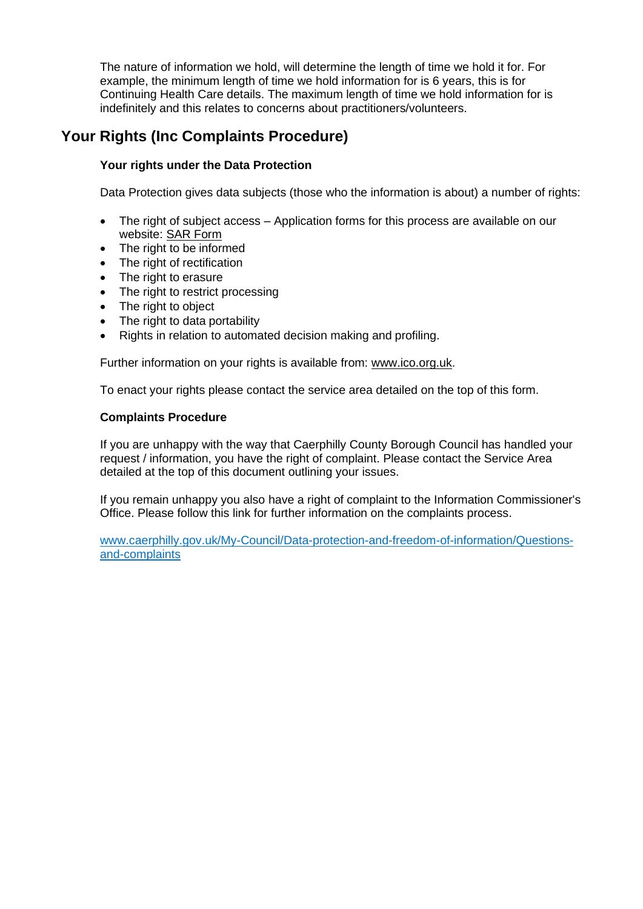The nature of information we hold, will determine the length of time we hold it for. For example, the minimum length of time we hold information for is 6 years, this is for Continuing Health Care details. The maximum length of time we hold information for is indefinitely and this relates to concerns about practitioners/volunteers.

## Your Rights (Inc Complaints Procedure)

### Your rights under the Data Protection

Data Protection gives data subjects (those who the information is about) a number of rights:

- The right of subject access – Application forms for this process are available on our website: SAR Form
- The right to be informed
- The right of rectification
- The right to erasure
- The right to restrict processing
- The right to object
- The right to data portability
- Rights in relation to automated decision making and profiling.

Further information on your rights is available from: www.ico.org.uk.

To enact your rights please contact the service area detailed on the top of this form.

### Complaints Procedure

If you are unhappy with the way that Caerphilly County Borough Council has handled your request / information, you have the right of complaint. Please contact the Service Area detailed at the top of this document outlining your issues.

If you remain unhappy you also have a right of complaint to the Information Commissioner's Office. Please follow this link for further information on the complaints process.

www.caerphilly.gov.uk/My-Council/Data-protection-and-freedom-of-information/Questions-and-complaints